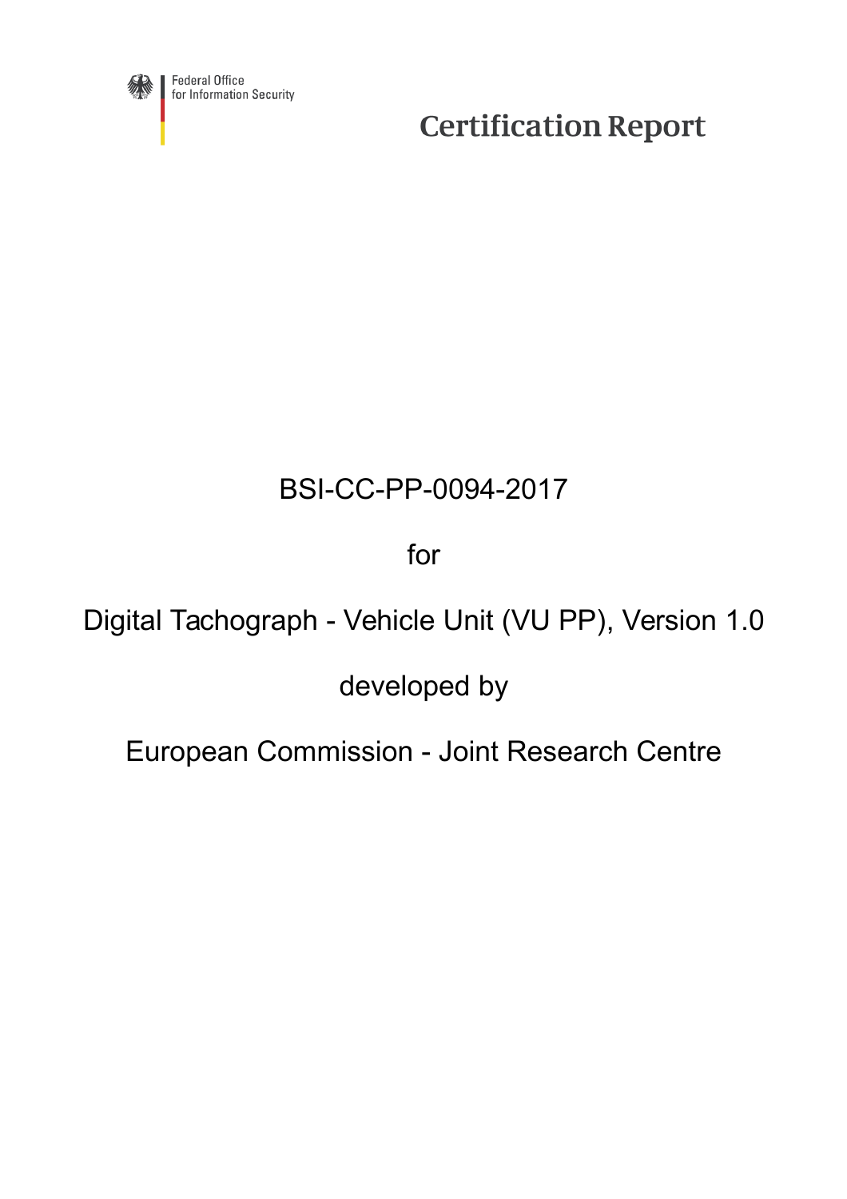Federal Office
for Information Security

# Certification Report

BSI-CC-PP-0094-2017

for

Digital Tachograph - Vehicle Unit (VU PP), Version 1.0

developed by

European Commission - Joint Research Centre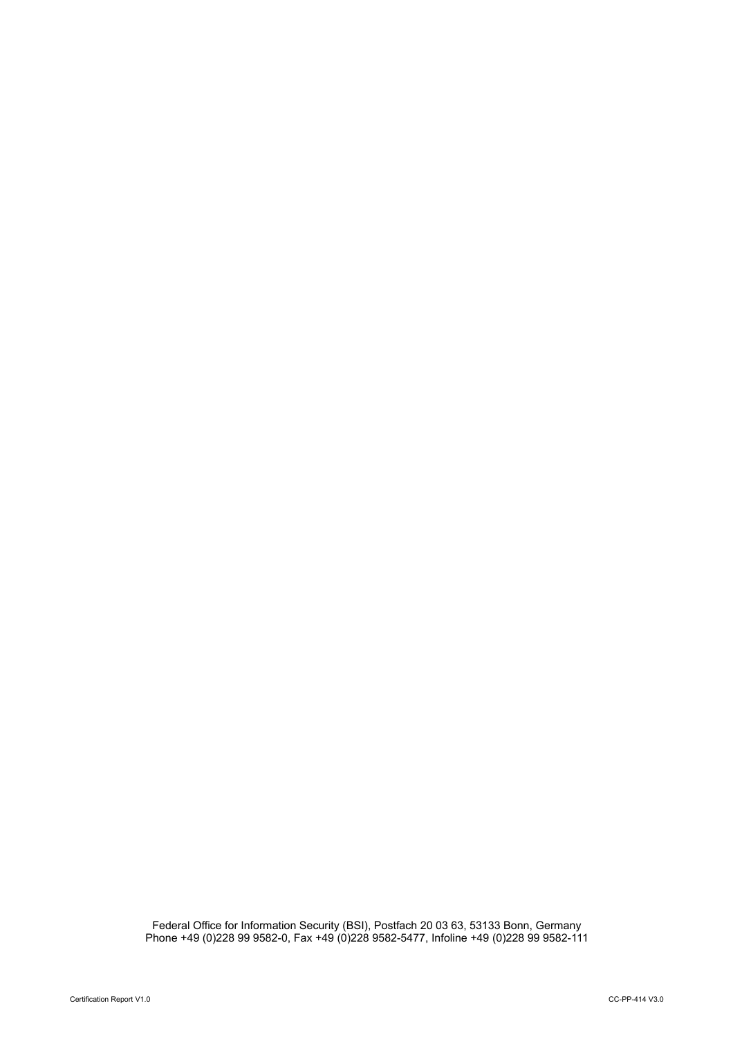Federal Office for Information Security (BSI), Postfach 20 03 63, 53133 Bonn, Germany
Phone +49 (0)228 99 9582-0, Fax +49 (0)228 9582-5477, Infoline +49 (0)228 99 9582-111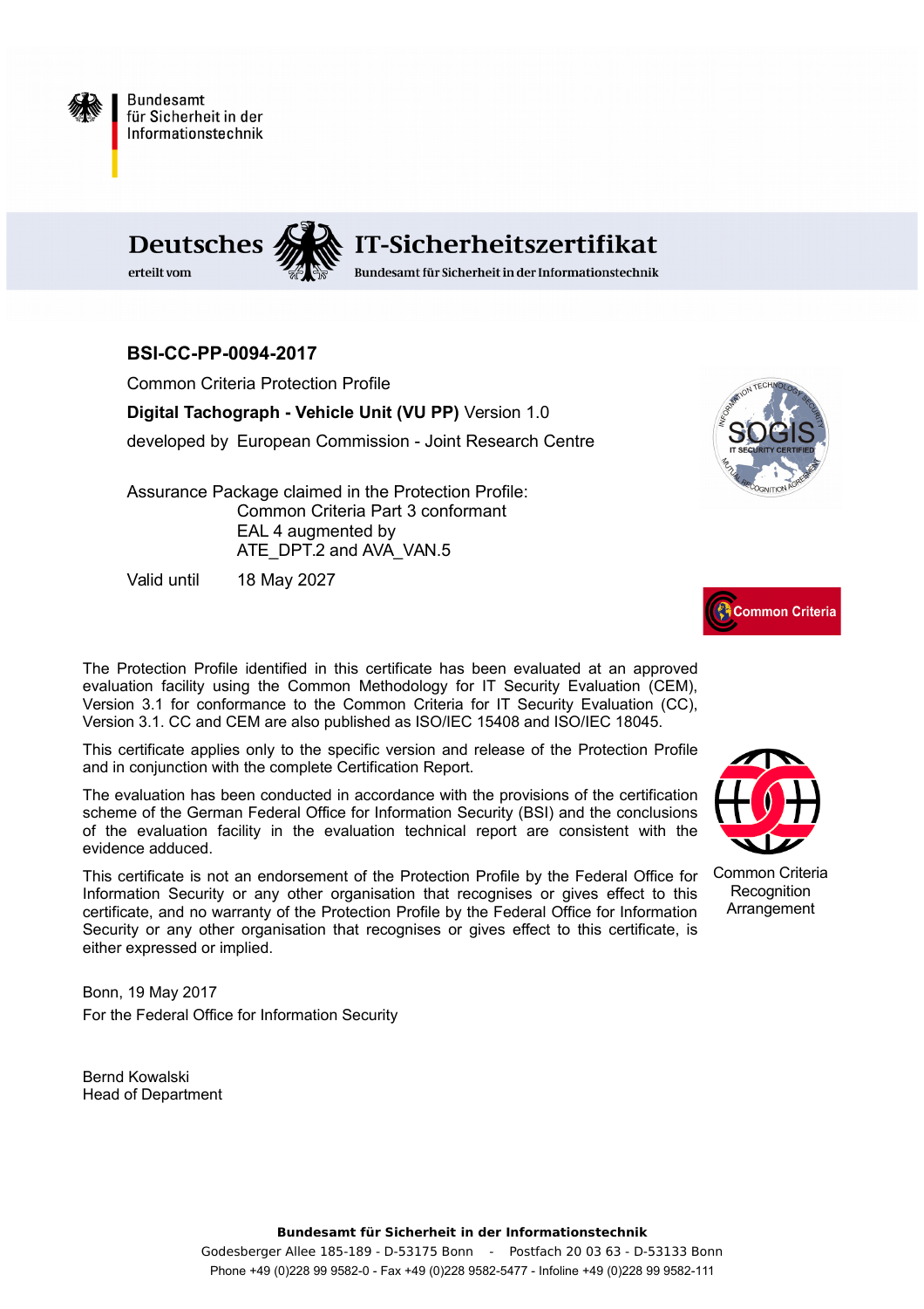Bundesamt
für Sicherheit in der
Informationstechnik

**Deutsches IT-Sicherheitszertifikat**

erteilt vom Bundesamt für Sicherheit in der Informationstechnik

## BSI-CC-PP-0094-2017

Common Criteria Protection Profile

**Digital Tachograph - Vehicle Unit (VU PP)** Version 1.0

developed by European Commission - Joint Research Centre

Assurance Package claimed in the Protection Profile:
Common Criteria Part 3 conformant
EAL 4 augmented by
ATE_DPT.2 and AVA_VAN.5

Valid until 18 May 2027

SOGIS IT Security Certified – Mutual Recognition Agreement

Common Criteria

The Protection Profile identified in this certificate has been evaluated at an approved evaluation facility using the Common Methodology for IT Security Evaluation (CEM), Version 3.1 for conformance to the Common Criteria for IT Security Evaluation (CC), Version 3.1. CC and CEM are also published as ISO/IEC 15408 and ISO/IEC 18045.

This certificate applies only to the specific version and release of the Protection Profile and in conjunction with the complete Certification Report.

The evaluation has been conducted in accordance with the provisions of the certification scheme of the German Federal Office for Information Security (BSI) and the conclusions of the evaluation facility in the evaluation technical report are consistent with the evidence adduced.

This certificate is not an endorsement of the Protection Profile by the Federal Office for Information Security or any other organisation that recognises or gives effect to this certificate, and no warranty of the Protection Profile by the Federal Office for Information Security or any other organisation that recognises or gives effect to this certificate, is either expressed or implied.

Common Criteria Recognition Arrangement

Bonn, 19 May 2017
For the Federal Office for Information Security

Bernd Kowalski
Head of Department

**Bundesamt für Sicherheit in der Informationstechnik**
Godesberger Allee 185-189 - D-53175 Bonn - Postfach 20 03 63 - D-53133 Bonn
Phone +49 (0)228 99 9582-0 - Fax +49 (0)228 9582-5477 - Infoline +49 (0)228 99 9582-111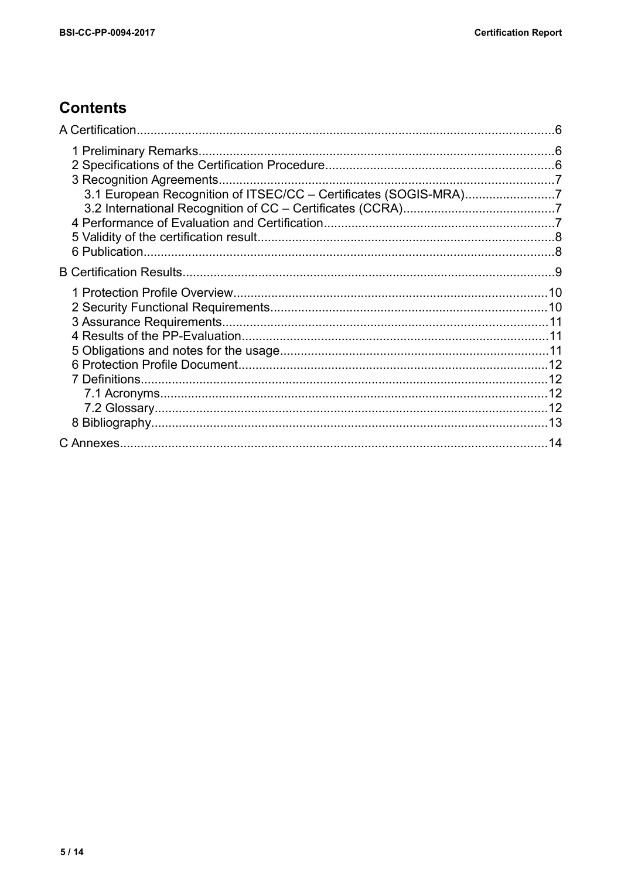# Contents

A Certification......................................................................................................................6

- 1 Preliminary Remarks......................................................................................................6
- 2 Specifications of the Certification Procedure.................................................................6
- 3 Recognition Agreements................................................................................................7
  - 3.1 European Recognition of ITSEC/CC – Certificates (SOGIS-MRA)..........................7
  - 3.2 International Recognition of CC – Certificates (CCRA)............................................7
- 4 Performance of Evaluation and Certification..................................................................7
- 5 Validity of the certification result.....................................................................................8
- 6 Publication......................................................................................................................8

B Certification Results...........................................................................................................9

- 1 Protection Profile Overview..........................................................................................10
- 2 Security Functional Requirements................................................................................10
- 3 Assurance Requirements..............................................................................................11
- 4 Results of the PP-Evaluation........................................................................................11
- 5 Obligations and notes for the usage.............................................................................11
- 6 Protection Profile Document.........................................................................................12
- 7 Definitions.....................................................................................................................12
  - 7.1 Acronyms...............................................................................................................12
  - 7.2 Glossary.................................................................................................................12
- 8 Bibliography..................................................................................................................13

C Annexes...........................................................................................................................14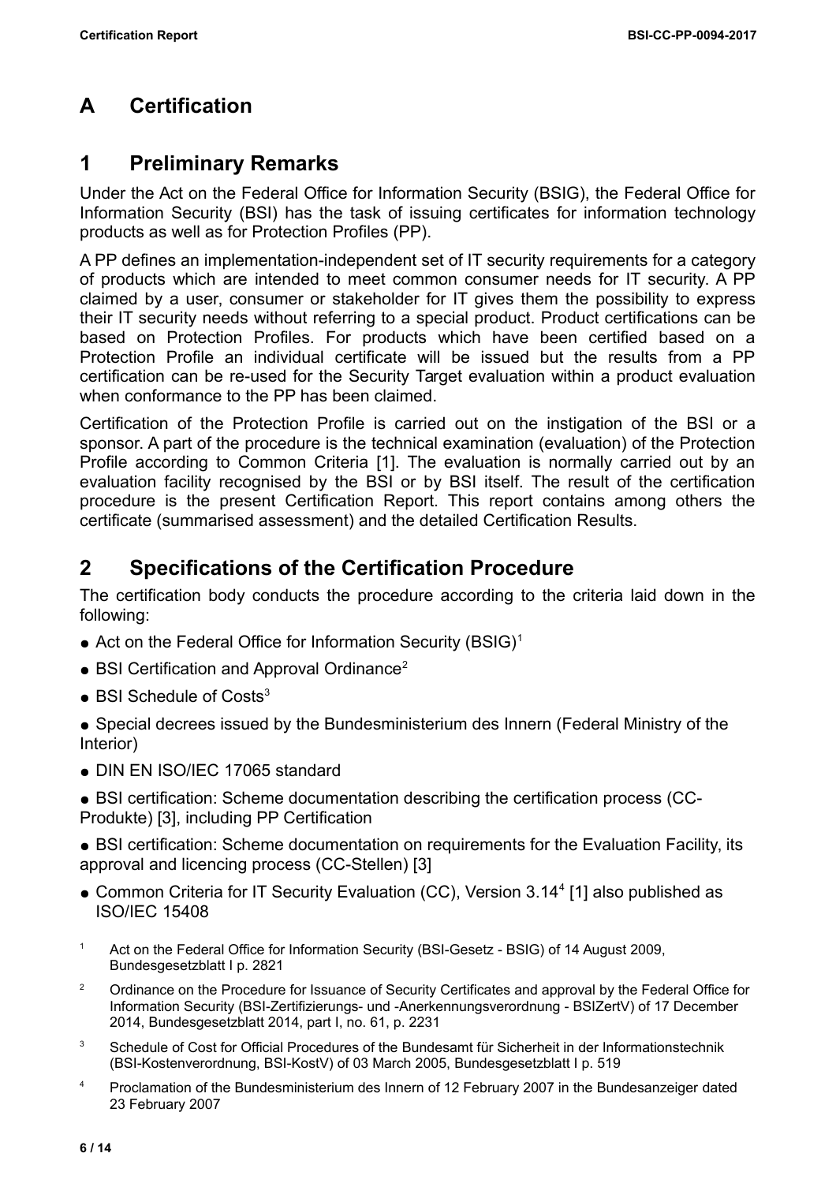# A Certification

## 1 Preliminary Remarks

Under the Act on the Federal Office for Information Security (BSIG), the Federal Office for Information Security (BSI) has the task of issuing certificates for information technology products as well as for Protection Profiles (PP).

A PP defines an implementation-independent set of IT security requirements for a category of products which are intended to meet common consumer needs for IT security. A PP claimed by a user, consumer or stakeholder for IT gives them the possibility to express their IT security needs without referring to a special product. Product certifications can be based on Protection Profiles. For products which have been certified based on a Protection Profile an individual certificate will be issued but the results from a PP certification can be re-used for the Security Target evaluation within a product evaluation when conformance to the PP has been claimed.

Certification of the Protection Profile is carried out on the instigation of the BSI or a sponsor. A part of the procedure is the technical examination (evaluation) of the Protection Profile according to Common Criteria [1]. The evaluation is normally carried out by an evaluation facility recognised by the BSI or by BSI itself. The result of the certification procedure is the present Certification Report. This report contains among others the certificate (summarised assessment) and the detailed Certification Results.

## 2 Specifications of the Certification Procedure

The certification body conducts the procedure according to the criteria laid down in the following:

- Act on the Federal Office for Information Security (BSIG)[1]
- BSI Certification and Approval Ordinance[2]
- BSI Schedule of Costs[3]
- Special decrees issued by the Bundesministerium des Innern (Federal Ministry of the Interior)
- DIN EN ISO/IEC 17065 standard
- BSI certification: Scheme documentation describing the certification process (CC-Produkte) [3], including PP Certification
- BSI certification: Scheme documentation on requirements for the Evaluation Facility, its approval and licencing process (CC-Stellen) [3]
- Common Criteria for IT Security Evaluation (CC), Version 3.1[4] [1] also published as ISO/IEC 15408

[1] Act on the Federal Office for Information Security (BSI-Gesetz - BSIG) of 14 August 2009, Bundesgesetzblatt I p. 2821

[2] Ordinance on the Procedure for Issuance of Security Certificates and approval by the Federal Office for Information Security (BSI-Zertifizierungs- und -Anerkennungsverordnung - BSIZertV) of 17 December 2014, Bundesgesetzblatt 2014, part I, no. 61, p. 2231

[3] Schedule of Cost for Official Procedures of the Bundesamt für Sicherheit in der Informationstechnik (BSI-Kostenverordnung, BSI-KostV) of 03 March 2005, Bundesgesetzblatt I p. 519

[4] Proclamation of the Bundesministerium des Innern of 12 February 2007 in the Bundesanzeiger dated 23 February 2007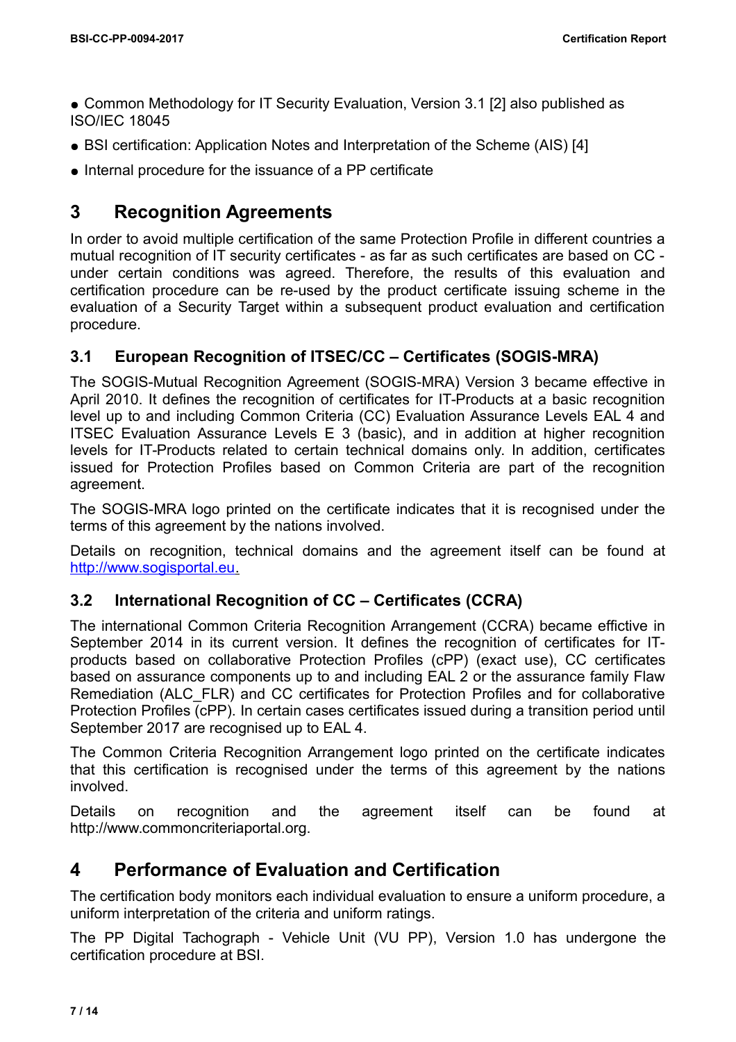- Common Methodology for IT Security Evaluation, Version 3.1 [2] also published as ISO/IEC 18045
- BSI certification: Application Notes and Interpretation of the Scheme (AIS) [4]
- Internal procedure for the issuance of a PP certificate

# 3 Recognition Agreements

In order to avoid multiple certification of the same Protection Profile in different countries a mutual recognition of IT security certificates - as far as such certificates are based on CC - under certain conditions was agreed. Therefore, the results of this evaluation and certification procedure can be re-used by the product certificate issuing scheme in the evaluation of a Security Target within a subsequent product evaluation and certification procedure.

## 3.1 European Recognition of ITSEC/CC – Certificates (SOGIS-MRA)

The SOGIS-Mutual Recognition Agreement (SOGIS-MRA) Version 3 became effective in April 2010. It defines the recognition of certificates for IT-Products at a basic recognition level up to and including Common Criteria (CC) Evaluation Assurance Levels EAL 4 and ITSEC Evaluation Assurance Levels E 3 (basic), and in addition at higher recognition levels for IT-Products related to certain technical domains only. In addition, certificates issued for Protection Profiles based on Common Criteria are part of the recognition agreement.

The SOGIS-MRA logo printed on the certificate indicates that it is recognised under the terms of this agreement by the nations involved.

Details on recognition, technical domains and the agreement itself can be found at http://www.sogisportal.eu.

## 3.2 International Recognition of CC – Certificates (CCRA)

The international Common Criteria Recognition Arrangement (CCRA) became effective in September 2014 in its current version. It defines the recognition of certificates for IT-products based on collaborative Protection Profiles (cPP) (exact use), CC certificates based on assurance components up to and including EAL 2 or the assurance family Flaw Remediation (ALC_FLR) and CC certificates for Protection Profiles and for collaborative Protection Profiles (cPP). In certain cases certificates issued during a transition period until September 2017 are recognised up to EAL 4.

The Common Criteria Recognition Arrangement logo printed on the certificate indicates that this certification is recognised under the terms of this agreement by the nations involved.

Details on recognition and the agreement itself can be found at http://www.commoncriteriaportal.org.

# 4 Performance of Evaluation and Certification

The certification body monitors each individual evaluation to ensure a uniform procedure, a uniform interpretation of the criteria and uniform ratings.

The PP Digital Tachograph - Vehicle Unit (VU PP), Version 1.0 has undergone the certification procedure at BSI.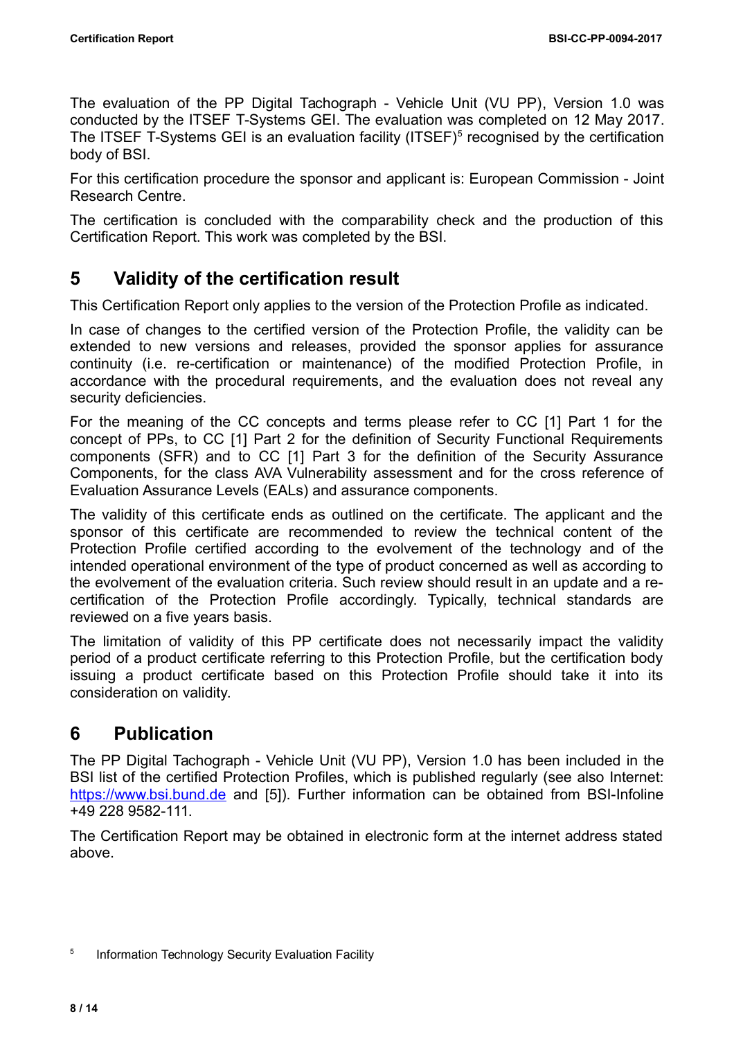The evaluation of the PP Digital Tachograph - Vehicle Unit (VU PP), Version 1.0 was conducted by the ITSEF T-Systems GEI. The evaluation was completed on 12 May 2017. The ITSEF T-Systems GEI is an evaluation facility (ITSEF)[5] recognised by the certification body of BSI.

For this certification procedure the sponsor and applicant is: European Commission - Joint Research Centre.

The certification is concluded with the comparability check and the production of this Certification Report. This work was completed by the BSI.

## 5 Validity of the certification result

This Certification Report only applies to the version of the Protection Profile as indicated.

In case of changes to the certified version of the Protection Profile, the validity can be extended to new versions and releases, provided the sponsor applies for assurance continuity (i.e. re-certification or maintenance) of the modified Protection Profile, in accordance with the procedural requirements, and the evaluation does not reveal any security deficiencies.

For the meaning of the CC concepts and terms please refer to CC [1] Part 1 for the concept of PPs, to CC [1] Part 2 for the definition of Security Functional Requirements components (SFR) and to CC [1] Part 3 for the definition of the Security Assurance Components, for the class AVA Vulnerability assessment and for the cross reference of Evaluation Assurance Levels (EALs) and assurance components.

The validity of this certificate ends as outlined on the certificate. The applicant and the sponsor of this certificate are recommended to review the technical content of the Protection Profile certified according to the evolvement of the technology and of the intended operational environment of the type of product concerned as well as according to the evolvement of the evaluation criteria. Such review should result in an update and a re-certification of the Protection Profile accordingly. Typically, technical standards are reviewed on a five years basis.

The limitation of validity of this PP certificate does not necessarily impact the validity period of a product certificate referring to this Protection Profile, but the certification body issuing a product certificate based on this Protection Profile should take it into its consideration on validity.

## 6 Publication

The PP Digital Tachograph - Vehicle Unit (VU PP), Version 1.0 has been included in the BSI list of the certified Protection Profiles, which is published regularly (see also Internet: https://www.bsi.bund.de and [5]). Further information can be obtained from BSI-Infoline +49 228 9582-111.

The Certification Report may be obtained in electronic form at the internet address stated above.

[5] Information Technology Security Evaluation Facility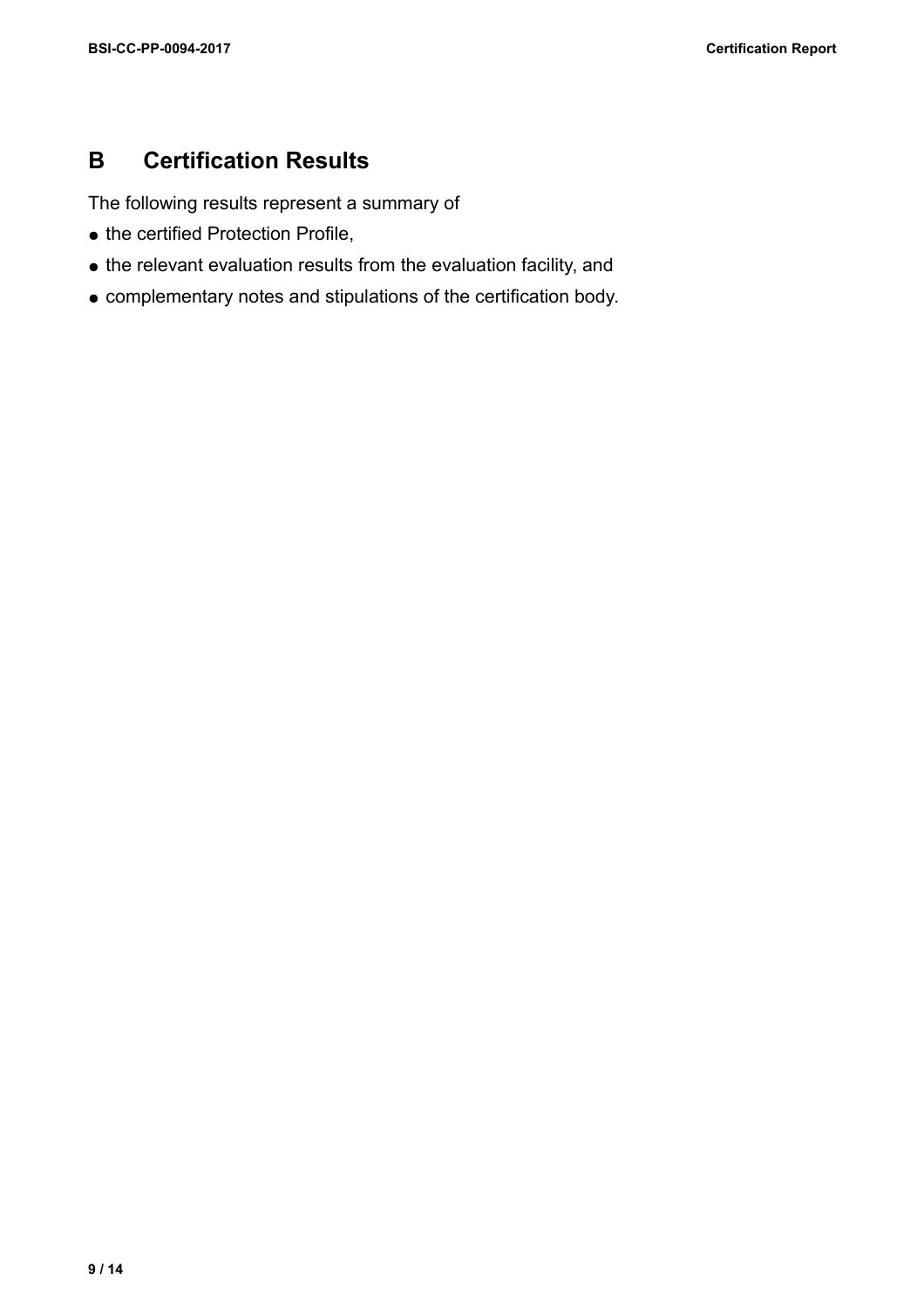# B Certification Results

The following results represent a summary of

- the certified Protection Profile,
- the relevant evaluation results from the evaluation facility, and
- complementary notes and stipulations of the certification body.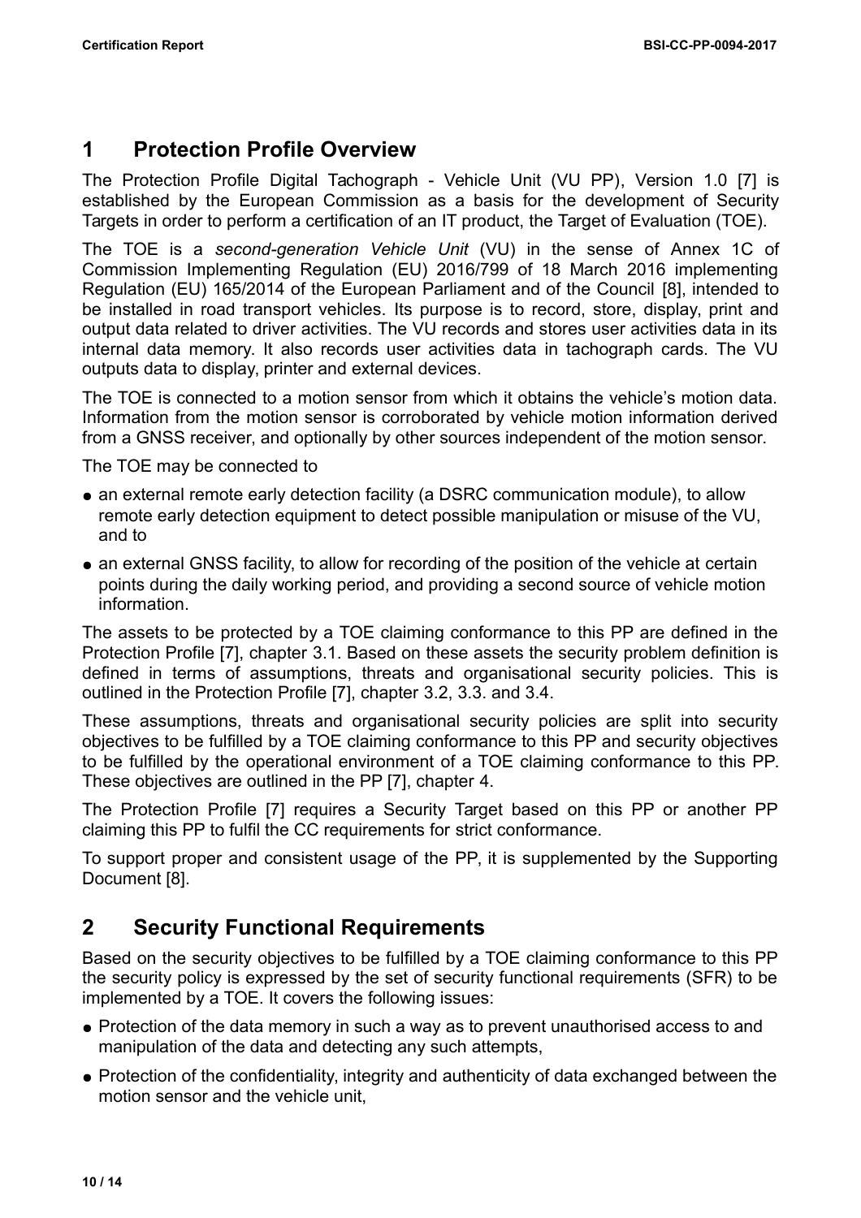# 1 Protection Profile Overview

The Protection Profile Digital Tachograph - Vehicle Unit (VU PP), Version 1.0 [7] is established by the European Commission as a basis for the development of Security Targets in order to perform a certification of an IT product, the Target of Evaluation (TOE).

The TOE is a *second-generation Vehicle Unit* (VU) in the sense of Annex 1C of Commission Implementing Regulation (EU) 2016/799 of 18 March 2016 implementing Regulation (EU) 165/2014 of the European Parliament and of the Council [8], intended to be installed in road transport vehicles. Its purpose is to record, store, display, print and output data related to driver activities. The VU records and stores user activities data in its internal data memory. It also records user activities data in tachograph cards. The VU outputs data to display, printer and external devices.

The TOE is connected to a motion sensor from which it obtains the vehicle's motion data. Information from the motion sensor is corroborated by vehicle motion information derived from a GNSS receiver, and optionally by other sources independent of the motion sensor.

The TOE may be connected to

- an external remote early detection facility (a DSRC communication module), to allow remote early detection equipment to detect possible manipulation or misuse of the VU, and to
- an external GNSS facility, to allow for recording of the position of the vehicle at certain points during the daily working period, and providing a second source of vehicle motion information.

The assets to be protected by a TOE claiming conformance to this PP are defined in the Protection Profile [7], chapter 3.1. Based on these assets the security problem definition is defined in terms of assumptions, threats and organisational security policies. This is outlined in the Protection Profile [7], chapter 3.2, 3.3. and 3.4.

These assumptions, threats and organisational security policies are split into security objectives to be fulfilled by a TOE claiming conformance to this PP and security objectives to be fulfilled by the operational environment of a TOE claiming conformance to this PP. These objectives are outlined in the PP [7], chapter 4.

The Protection Profile [7] requires a Security Target based on this PP or another PP claiming this PP to fulfil the CC requirements for strict conformance.

To support proper and consistent usage of the PP, it is supplemented by the Supporting Document [8].

# 2 Security Functional Requirements

Based on the security objectives to be fulfilled by a TOE claiming conformance to this PP the security policy is expressed by the set of security functional requirements (SFR) to be implemented by a TOE. It covers the following issues:

- Protection of the data memory in such a way as to prevent unauthorised access to and manipulation of the data and detecting any such attempts,
- Protection of the confidentiality, integrity and authenticity of data exchanged between the motion sensor and the vehicle unit,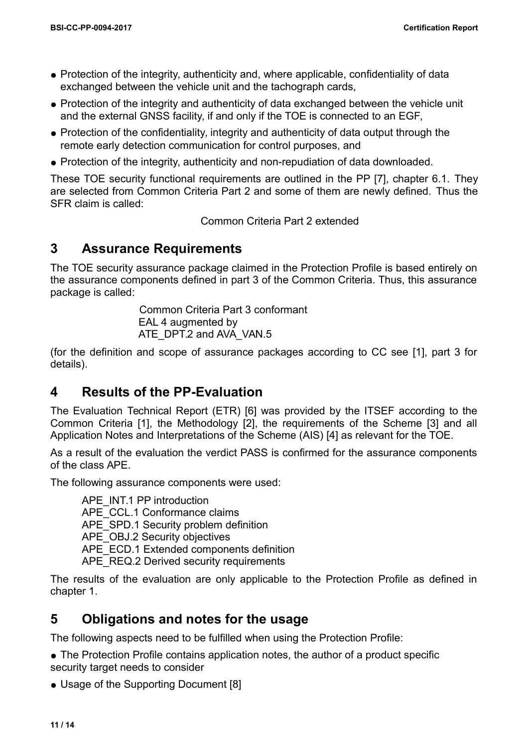- Protection of the integrity, authenticity and, where applicable, confidentiality of data exchanged between the vehicle unit and the tachograph cards,
- Protection of the integrity and authenticity of data exchanged between the vehicle unit and the external GNSS facility, if and only if the TOE is connected to an EGF,
- Protection of the confidentiality, integrity and authenticity of data output through the remote early detection communication for control purposes, and
- Protection of the integrity, authenticity and non-repudiation of data downloaded.

These TOE security functional requirements are outlined in the PP [7], chapter 6.1. They are selected from Common Criteria Part 2 and some of them are newly defined. Thus the SFR claim is called:

Common Criteria Part 2 extended

# 3 Assurance Requirements

The TOE security assurance package claimed in the Protection Profile is based entirely on the assurance components defined in part 3 of the Common Criteria. Thus, this assurance package is called:

Common Criteria Part 3 conformant
EAL 4 augmented by
ATE_DPT.2 and AVA_VAN.5

(for the definition and scope of assurance packages according to CC see [1], part 3 for details).

# 4 Results of the PP-Evaluation

The Evaluation Technical Report (ETR) [6] was provided by the ITSEF according to the Common Criteria [1], the Methodology [2], the requirements of the Scheme [3] and all Application Notes and Interpretations of the Scheme (AIS) [4] as relevant for the TOE.

As a result of the evaluation the verdict PASS is confirmed for the assurance components of the class APE.

The following assurance components were used:

APE_INT.1 PP introduction
APE_CCL.1 Conformance claims
APE_SPD.1 Security problem definition
APE_OBJ.2 Security objectives
APE_ECD.1 Extended components definition
APE_REQ.2 Derived security requirements

The results of the evaluation are only applicable to the Protection Profile as defined in chapter 1.

# 5 Obligations and notes for the usage

The following aspects need to be fulfilled when using the Protection Profile:

- The Protection Profile contains application notes, the author of a product specific security target needs to consider
- Usage of the Supporting Document [8]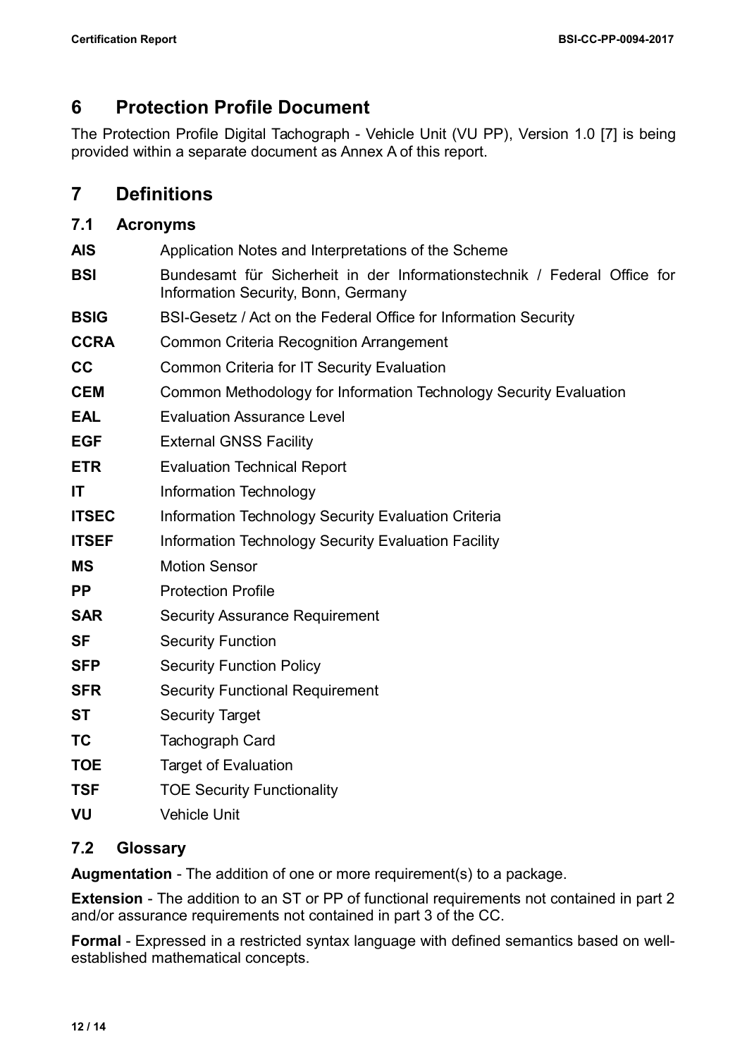# 6 Protection Profile Document

The Protection Profile Digital Tachograph - Vehicle Unit (VU PP), Version 1.0 [7] is being provided within a separate document as Annex A of this report.

# 7 Definitions

## 7.1 Acronyms

**AIS** Application Notes and Interpretations of the Scheme

**BSI** Bundesamt für Sicherheit in der Informationstechnik / Federal Office for Information Security, Bonn, Germany

**BSIG** BSI-Gesetz / Act on the Federal Office for Information Security

**CCRA** Common Criteria Recognition Arrangement

**CC** Common Criteria for IT Security Evaluation

**CEM** Common Methodology for Information Technology Security Evaluation

**EAL** Evaluation Assurance Level

**EGF** External GNSS Facility

**ETR** Evaluation Technical Report

**IT** Information Technology

**ITSEC** Information Technology Security Evaluation Criteria

**ITSEF** Information Technology Security Evaluation Facility

**MS** Motion Sensor

**PP** Protection Profile

**SAR** Security Assurance Requirement

**SF** Security Function

**SFP** Security Function Policy

**SFR** Security Functional Requirement

**ST** Security Target

**TC** Tachograph Card

**TOE** Target of Evaluation

**TSF** TOE Security Functionality

**VU** Vehicle Unit

## 7.2 Glossary

**Augmentation** - The addition of one or more requirement(s) to a package.

**Extension** - The addition to an ST or PP of functional requirements not contained in part 2 and/or assurance requirements not contained in part 3 of the CC.

**Formal** - Expressed in a restricted syntax language with defined semantics based on well-established mathematical concepts.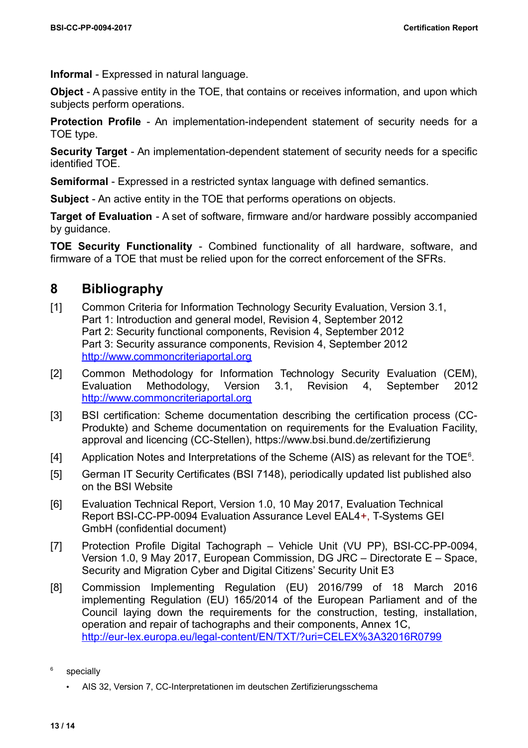**Informal** - Expressed in natural language.

**Object** - A passive entity in the TOE, that contains or receives information, and upon which subjects perform operations.

**Protection Profile** - An implementation-independent statement of security needs for a TOE type.

**Security Target** - An implementation-dependent statement of security needs for a specific identified TOE.

**Semiformal** - Expressed in a restricted syntax language with defined semantics.

**Subject** - An active entity in the TOE that performs operations on objects.

**Target of Evaluation** - A set of software, firmware and/or hardware possibly accompanied by guidance.

**TOE Security Functionality** - Combined functionality of all hardware, software, and firmware of a TOE that must be relied upon for the correct enforcement of the SFRs.

# 8 Bibliography

[1] Common Criteria for Information Technology Security Evaluation, Version 3.1,
Part 1: Introduction and general model, Revision 4, September 2012
Part 2: Security functional components, Revision 4, September 2012
Part 3: Security assurance components, Revision 4, September 2012
http://www.commoncriteriaportal.org

[2] Common Methodology for Information Technology Security Evaluation (CEM), Evaluation Methodology, Version 3.1, Revision 4, September 2012 http://www.commoncriteriaportal.org

[3] BSI certification: Scheme documentation describing the certification process (CC-Produkte) and Scheme documentation on requirements for the Evaluation Facility, approval and licencing (CC-Stellen), https://www.bsi.bund.de/zertifizierung

[4] Application Notes and Interpretations of the Scheme (AIS) as relevant for the TOE[6].

[5] German IT Security Certificates (BSI 7148), periodically updated list published also on the BSI Website

[6] Evaluation Technical Report, Version 1.0, 10 May 2017, Evaluation Technical Report BSI-CC-PP-0094 Evaluation Assurance Level EAL4+, T-Systems GEI GmbH (confidential document)

[7] Protection Profile Digital Tachograph – Vehicle Unit (VU PP), BSI-CC-PP-0094, Version 1.0, 9 May 2017, European Commission, DG JRC – Directorate E – Space, Security and Migration Cyber and Digital Citizens' Security Unit E3

[8] Commission Implementing Regulation (EU) 2016/799 of 18 March 2016 implementing Regulation (EU) 165/2014 of the European Parliament and of the Council laying down the requirements for the construction, testing, installation, operation and repair of tachographs and their components, Annex 1C, http://eur-lex.europa.eu/legal-content/EN/TXT/?uri=CELEX%3A32016R0799

[6] specially

- AIS 32, Version 7, CC-Interpretationen im deutschen Zertifizierungsschema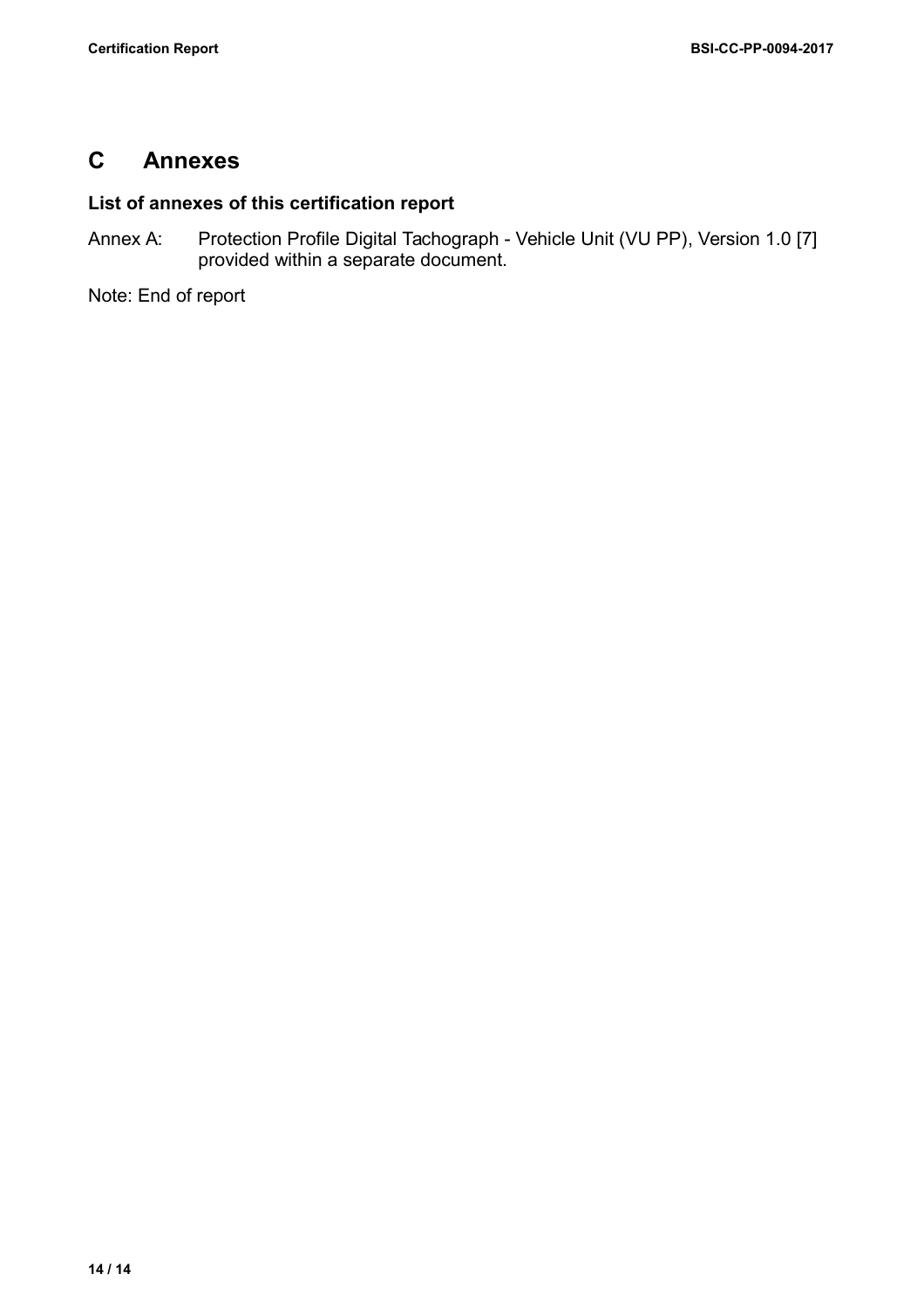# C Annexes

### List of annexes of this certification report

Annex A: Protection Profile Digital Tachograph - Vehicle Unit (VU PP), Version 1.0 [7] provided within a separate document.

Note: End of report